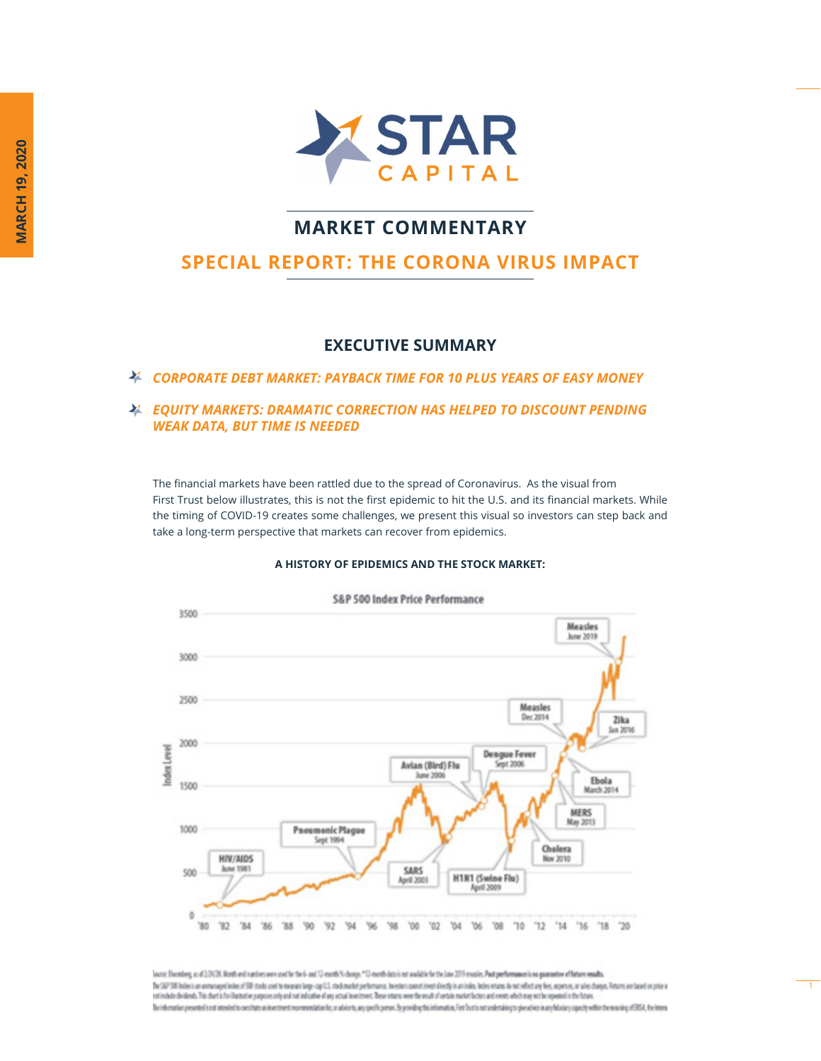MARCH 19, 2020

STAR CAPITAL

# MARKET COMMENTARY

## SPECIAL REPORT: THE CORONA VIRUS IMPACT

### EXECUTIVE SUMMARY

- ***CORPORATE DEBT MARKET: PAYBACK TIME FOR 10 PLUS YEARS OF EASY MONEY***
- ***EQUITY MARKETS: DRAMATIC CORRECTION HAS HELPED TO DISCOUNT PENDING WEAK DATA, BUT TIME IS NEEDED***

The financial markets have been rattled due to the spread of Coronavirus. As the visual from First Trust below illustrates, this is not the first epidemic to hit the U.S. and its financial markets. While the timing of COVID-19 creates some challenges, we present this visual so investors can step back and take a long-term perspective that markets can recover from epidemics.

**A HISTORY OF EPIDEMICS AND THE STOCK MARKET:**

S&P 500 Index Price Performance

Index Level: 0, 500, 1000, 1500, 2000, 2500, 3000, 3500

'80 '82 '84 '86 '88 '90 '92 '94 '96 '98 '00 '02 '04 '06 '08 '10 '12 '14 '16 '18 '20

- HIV/AIDS June 1981
- Pneumonic Plague Sept 1994
- SARS April 2003
- Avian (Bird) Flu June 2006
- Dengue Fever Sept 2006
- H1N1 (Swine Flu) April 2009
- Cholera Nov 2010
- MERS May 2013
- Ebola March 2014
- Measles Dec 2014
- Zika Jan 2016
- Measles June 2019

Source: Bloomberg, as of 2/24/20. Month end numbers were used for the 6- and 12-month % change. *12-month data is not available for the June 2019 measles. **Past performance is no guarantee of future results.**
The S&P 500 Index is an unmanaged index of 500 stocks used to measure large-cap U.S. stock market performance. Investors cannot invest directly in an index. Index returns do not reflect any fees, expenses, or sales charges. Returns are based on price and do not include dividends. This chart is for illustrative purposes only and not indicative of any actual investment. These returns were the result of certain market factors and events which may not be repeated in the future.
The information presented is not intended to constitute an investment recommendation for, or advice to, any specific person. By providing this information, First Trust is not undertaking to give advice in any fiduciary capacity within the meaning of ERISA, the Internal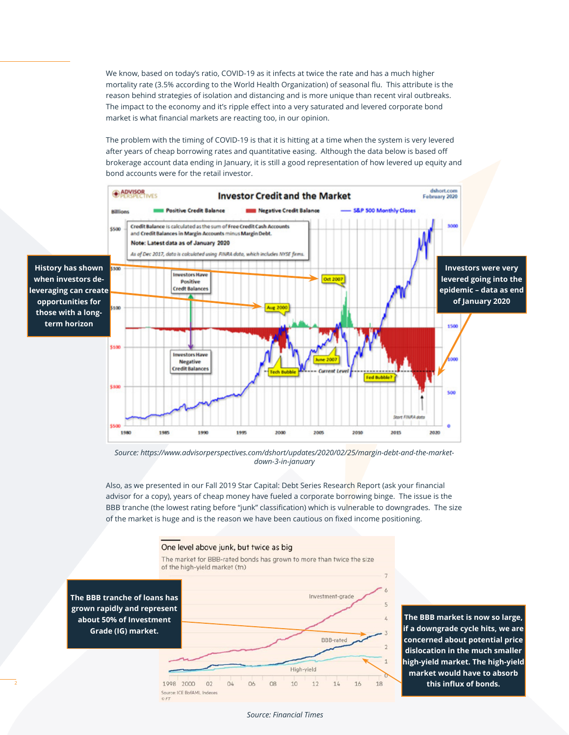We know, based on today's ratio, COVID-19 as it infects at twice the rate and has a much higher mortality rate (3.5% according to the World Health Organization) of seasonal flu. This attribute is the reason behind strategies of isolation and distancing and is more unique than recent viral outbreaks. The impact to the economy and it's ripple effect into a very saturated and levered corporate bond market is what financial markets are reacting too, in our opinion.

The problem with the timing of COVID-19 is that it is hitting at a time when the system is very levered after years of cheap borrowing rates and quantitative easing. Although the data below is based off brokerage account data ending in January, it is still a good representation of how levered up equity and bond accounts were for the retail investor.

**History has shown when investors de-leveraging can create opportunities for those with a long-term horizon**

**Investors were very levered going into the epidemic – data as end of January 2020**

*Source: https://www.advisorperspectives.com/dshort/updates/2020/02/25/margin-debt-and-the-market-down-3-in-january*

Also, as we presented in our Fall 2019 Star Capital: Debt Series Research Report (ask your financial advisor for a copy), years of cheap money have fueled a corporate borrowing binge. The issue is the BBB tranche (the lowest rating before "junk" classification) which is vulnerable to downgrades. The size of the market is huge and is the reason we have been cautious on fixed income positioning.

**The BBB tranche of loans has grown rapidly and represent about 50% of Investment Grade (IG) market.**

**The BBB market is now so large, if a downgrade cycle hits, we are concerned about potential price dislocation in the much smaller high-yield market. The high-yield market would have to absorb this influx of bonds.**

*Source: Financial Times*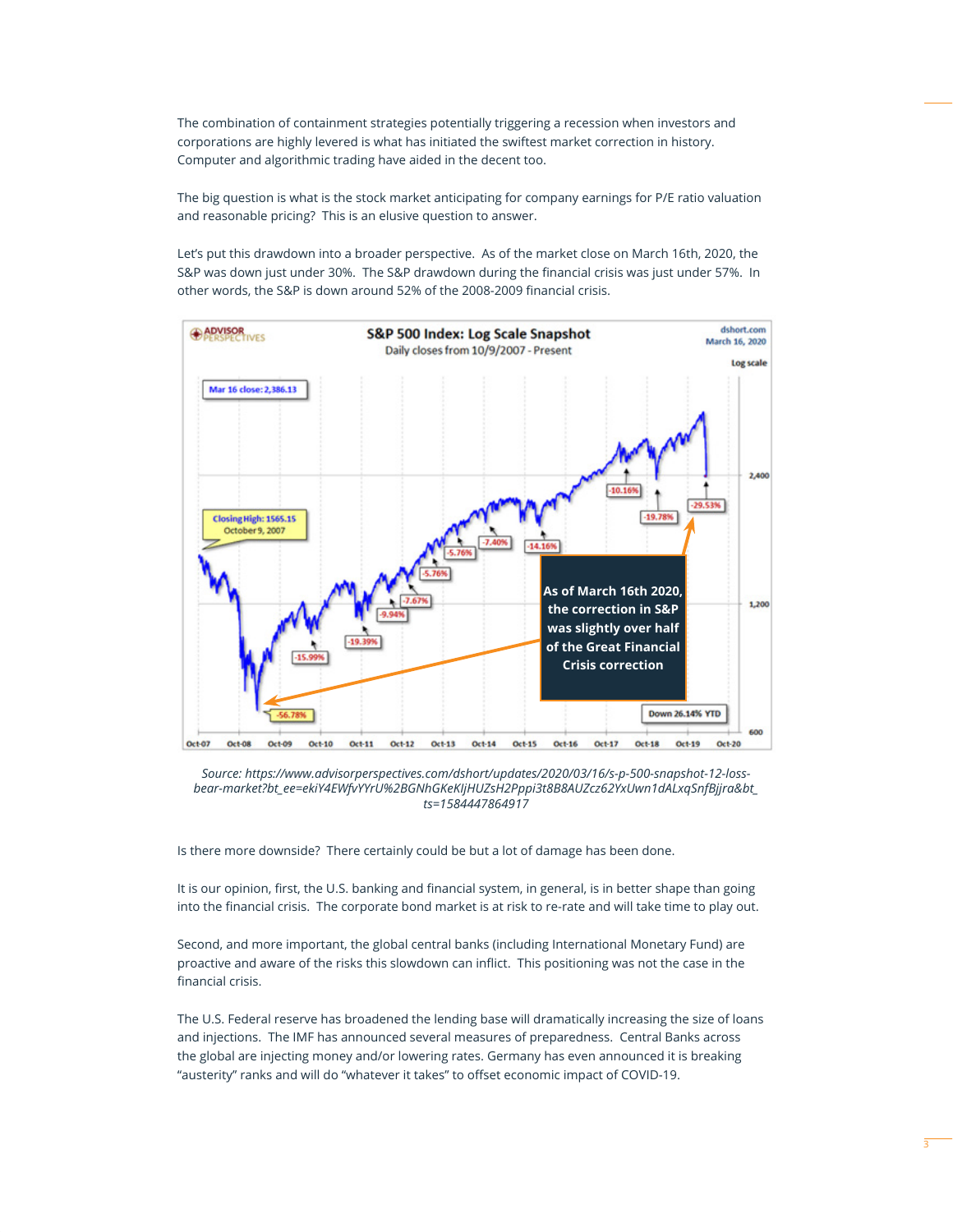The combination of containment strategies potentially triggering a recession when investors and corporations are highly levered is what has initiated the swiftest market correction in history. Computer and algorithmic trading have aided in the decent too.

The big question is what is the stock market anticipating for company earnings for P/E ratio valuation and reasonable pricing? This is an elusive question to answer.

Let's put this drawdown into a broader perspective. As of the market close on March 16th, 2020, the S&P was down just under 30%. The S&P drawdown during the financial crisis was just under 57%. In other words, the S&P is down around 52% of the 2008-2009 financial crisis.

*Source: https://www.advisorperspectives.com/dshort/updates/2020/03/16/s-p-500-snapshot-12-loss-bear-market?bt_ee=ekiY4EWfvYYrU%2BGNhGKeKljHUZsH2Pppi3t8B8AUZcz62YxUwn1dALxqSnfBjjra&bt_ts=1584447864917*

Is there more downside? There certainly could be but a lot of damage has been done.

It is our opinion, first, the U.S. banking and financial system, in general, is in better shape than going into the financial crisis. The corporate bond market is at risk to re-rate and will take time to play out.

Second, and more important, the global central banks (including International Monetary Fund) are proactive and aware of the risks this slowdown can inflict. This positioning was not the case in the financial crisis.

The U.S. Federal reserve has broadened the lending base will dramatically increasing the size of loans and injections. The IMF has announced several measures of preparedness. Central Banks across the global are injecting money and/or lowering rates. Germany has even announced it is breaking "austerity" ranks and will do "whatever it takes" to offset economic impact of COVID-19.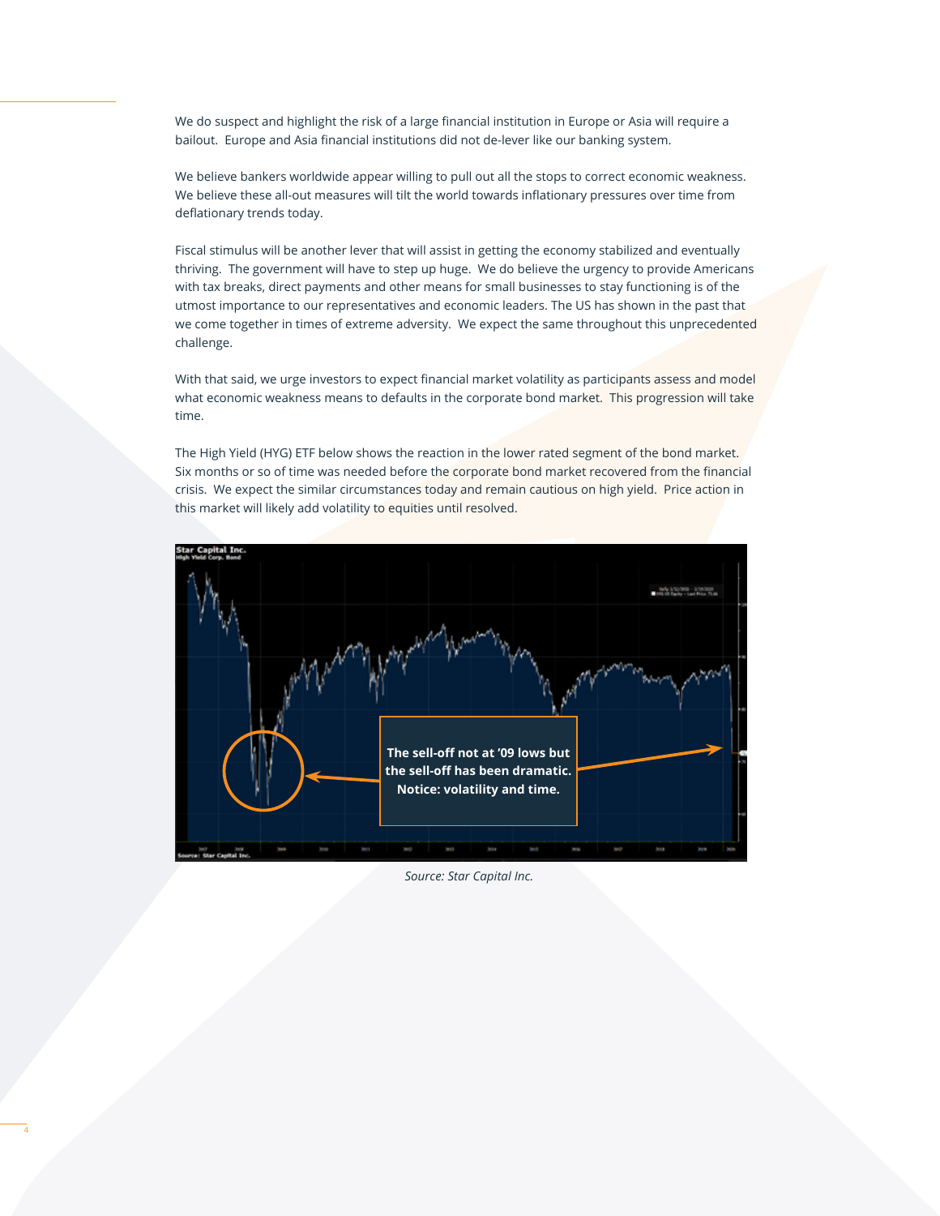We do suspect and highlight the risk of a large financial institution in Europe or Asia will require a bailout. Europe and Asia financial institutions did not de-lever like our banking system.

We believe bankers worldwide appear willing to pull out all the stops to correct economic weakness. We believe these all-out measures will tilt the world towards inflationary pressures over time from deflationary trends today.

Fiscal stimulus will be another lever that will assist in getting the economy stabilized and eventually thriving. The government will have to step up huge. We do believe the urgency to provide Americans with tax breaks, direct payments and other means for small businesses to stay functioning is of the utmost importance to our representatives and economic leaders. The US has shown in the past that we come together in times of extreme adversity. We expect the same throughout this unprecedented challenge.

With that said, we urge investors to expect financial market volatility as participants assess and model what economic weakness means to defaults in the corporate bond market. This progression will take time.

The High Yield (HYG) ETF below shows the reaction in the lower rated segment of the bond market. Six months or so of time was needed before the corporate bond market recovered from the financial crisis. We expect the similar circumstances today and remain cautious on high yield. Price action in this market will likely add volatility to equities until resolved.

The sell-off not at '09 lows but the sell-off has been dramatic. Notice: volatility and time.

*Source: Star Capital Inc.*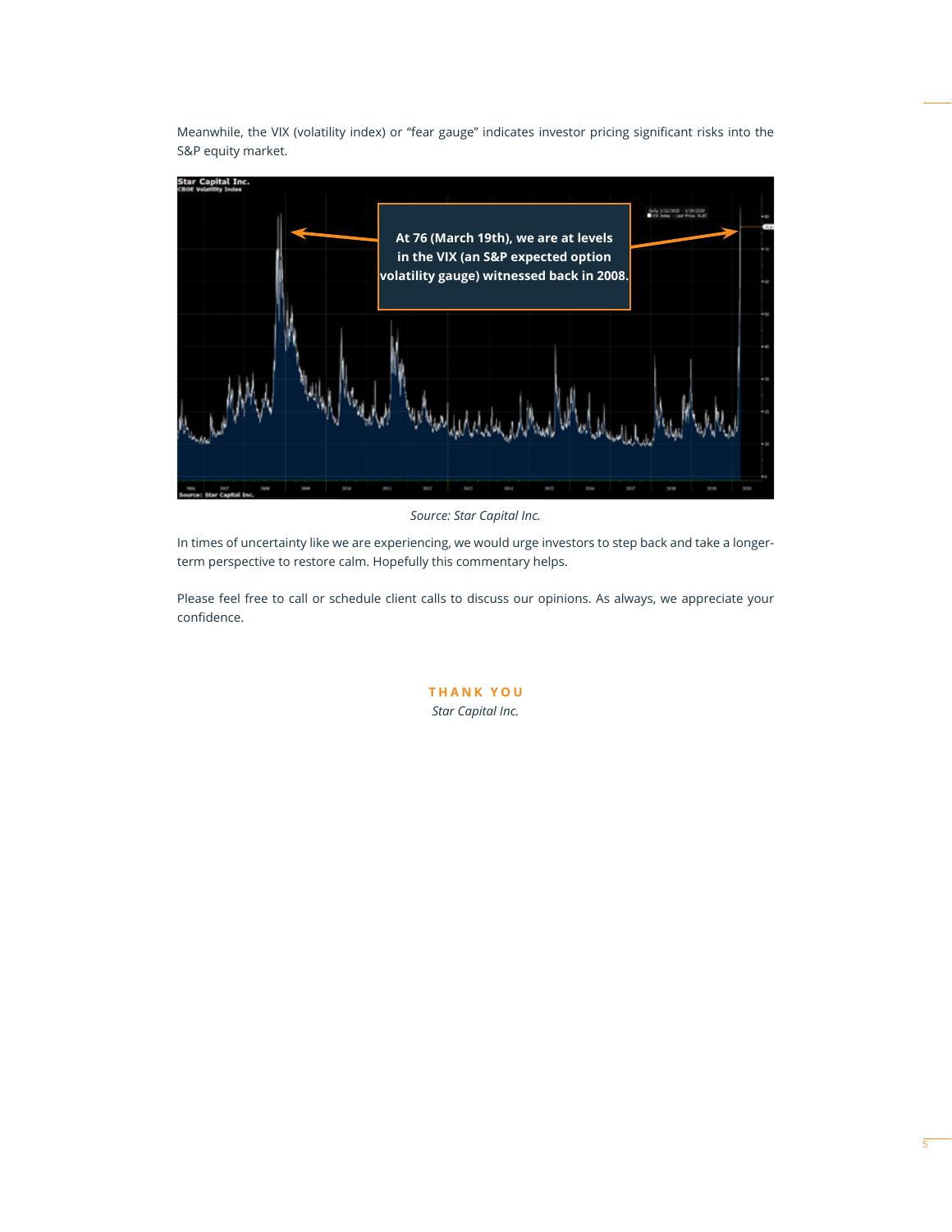Meanwhile, the VIX (volatility index) or "fear gauge" indicates investor pricing significant risks into the S&P equity market.

At 76 (March 19th), we are at levels in the VIX (an S&P expected option volatility gauge) witnessed back in 2008.

*Source: Star Capital Inc.*

In times of uncertainty like we are experiencing, we would urge investors to step back and take a longer-term perspective to restore calm. Hopefully this commentary helps.

Please feel free to call or schedule client calls to discuss our opinions. As always, we appreciate your confidence.

**THANK YOU**

*Star Capital Inc.*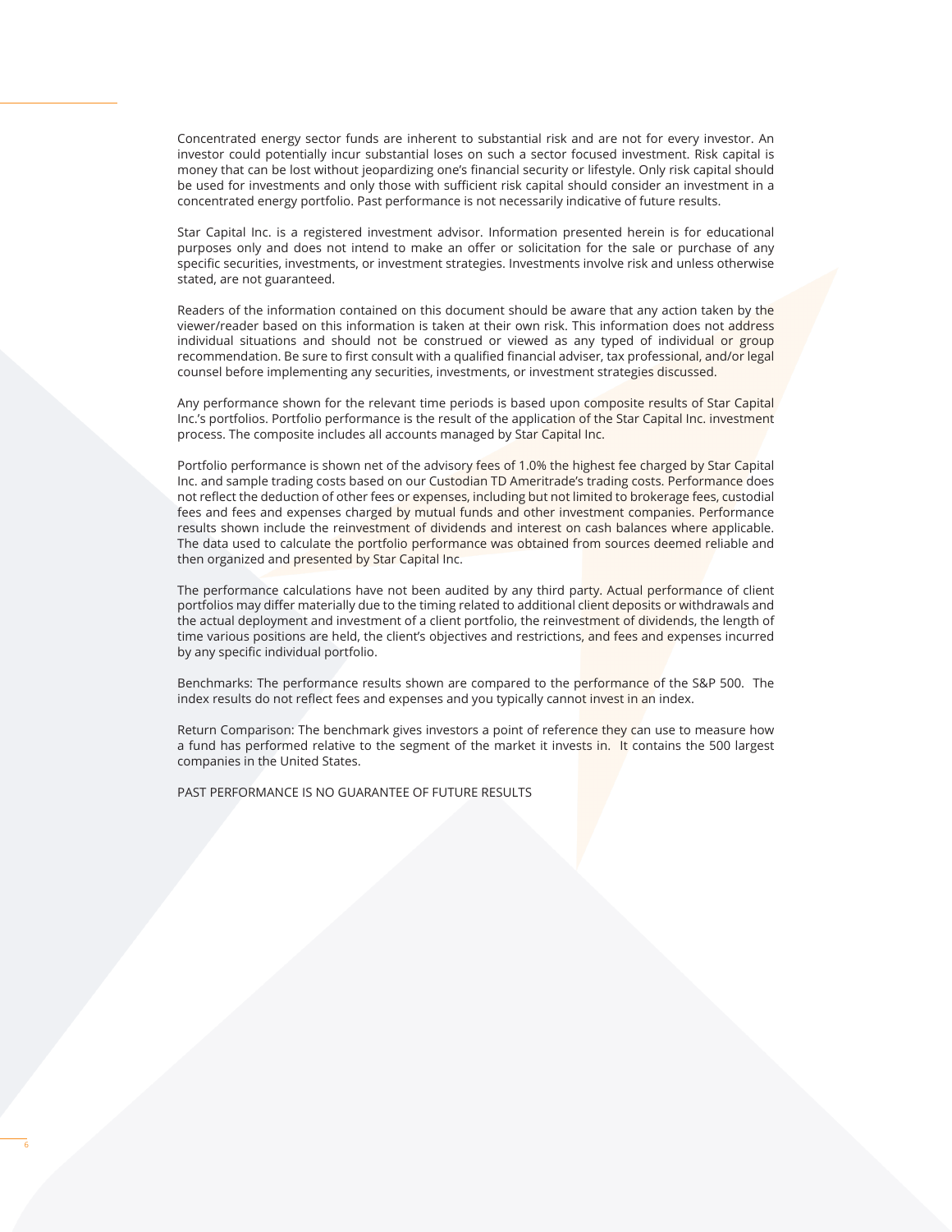Concentrated energy sector funds are inherent to substantial risk and are not for every investor. An investor could potentially incur substantial loses on such a sector focused investment. Risk capital is money that can be lost without jeopardizing one's financial security or lifestyle. Only risk capital should be used for investments and only those with sufficient risk capital should consider an investment in a concentrated energy portfolio. Past performance is not necessarily indicative of future results.

Star Capital Inc. is a registered investment advisor. Information presented herein is for educational purposes only and does not intend to make an offer or solicitation for the sale or purchase of any specific securities, investments, or investment strategies. Investments involve risk and unless otherwise stated, are not guaranteed.

Readers of the information contained on this document should be aware that any action taken by the viewer/reader based on this information is taken at their own risk. This information does not address individual situations and should not be construed or viewed as any typed of individual or group recommendation. Be sure to first consult with a qualified financial adviser, tax professional, and/or legal counsel before implementing any securities, investments, or investment strategies discussed.

Any performance shown for the relevant time periods is based upon composite results of Star Capital Inc.'s portfolios. Portfolio performance is the result of the application of the Star Capital Inc. investment process. The composite includes all accounts managed by Star Capital Inc.

Portfolio performance is shown net of the advisory fees of 1.0% the highest fee charged by Star Capital Inc. and sample trading costs based on our Custodian TD Ameritrade's trading costs. Performance does not reflect the deduction of other fees or expenses, including but not limited to brokerage fees, custodial fees and fees and expenses charged by mutual funds and other investment companies. Performance results shown include the reinvestment of dividends and interest on cash balances where applicable. The data used to calculate the portfolio performance was obtained from sources deemed reliable and then organized and presented by Star Capital Inc.

The performance calculations have not been audited by any third party. Actual performance of client portfolios may differ materially due to the timing related to additional client deposits or withdrawals and the actual deployment and investment of a client portfolio, the reinvestment of dividends, the length of time various positions are held, the client's objectives and restrictions, and fees and expenses incurred by any specific individual portfolio.

Benchmarks: The performance results shown are compared to the performance of the S&P 500. The index results do not reflect fees and expenses and you typically cannot invest in an index.

Return Comparison: The benchmark gives investors a point of reference they can use to measure how a fund has performed relative to the segment of the market it invests in. It contains the 500 largest companies in the United States.

PAST PERFORMANCE IS NO GUARANTEE OF FUTURE RESULTS